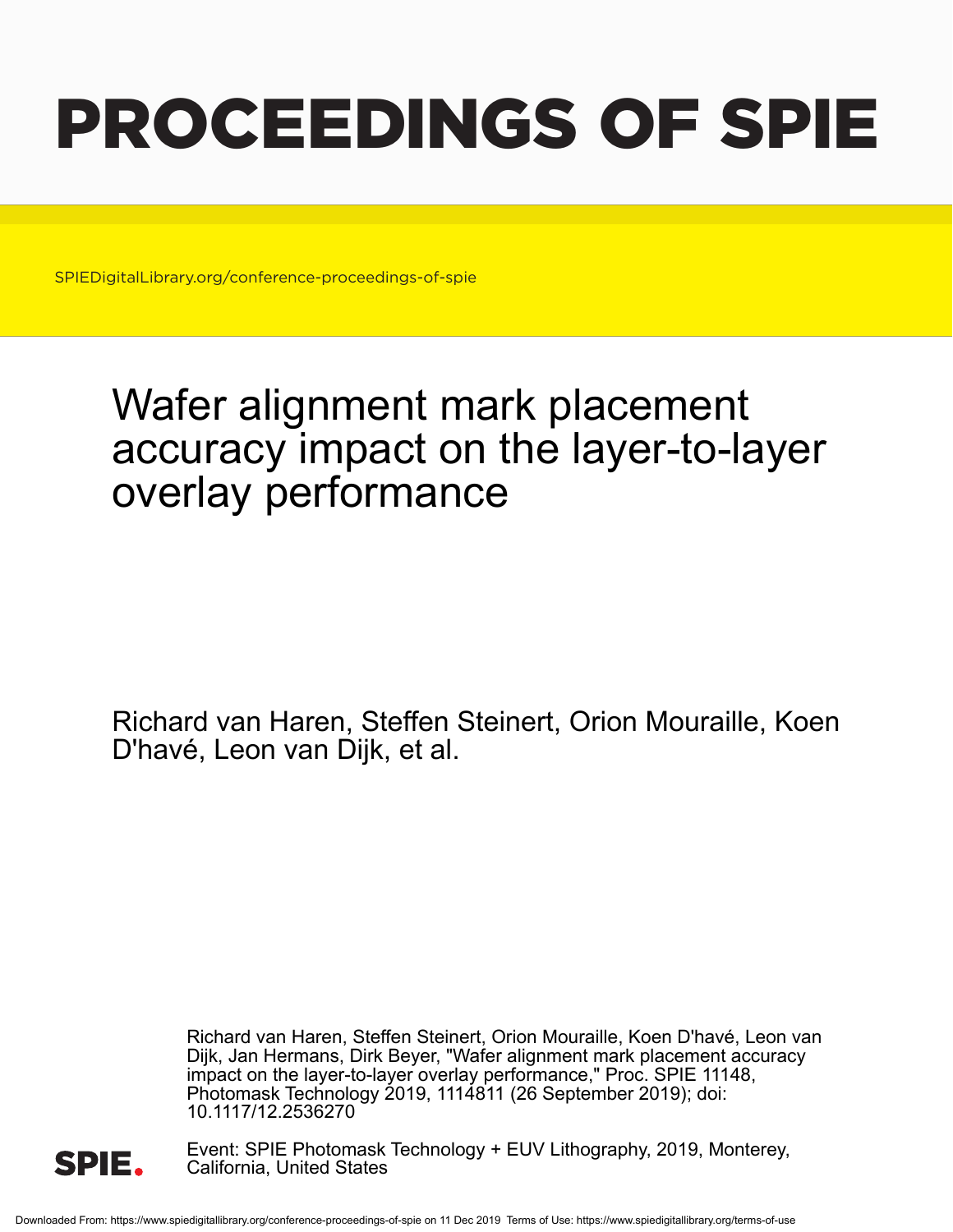# PROCEEDINGS OF SPIE

SPIEDigitalLibrary.org/conference-proceedings-of-spie

# Wafer alignment mark placement accuracy impact on the layer-to-layer overlay performance

Richard van Haren, Steffen Steinert, Orion Mouraille, Koen D'havé, Leon van Dijk, et al.

Richard van Haren, Steffen Steinert, Orion Mouraille, Koen D'havé, Leon van Dijk, Jan Hermans, Dirk Beyer, "Wafer alignment mark placement accuracy impact on the layer-to-layer overlay performance," Proc. SPIE 11148, Photomask Technology 2019, 1114811 (26 September 2019); doi: 10.1117/12.2536270

SPIE.

Event: SPIE Photomask Technology + EUV Lithography, 2019, Monterey, California, United States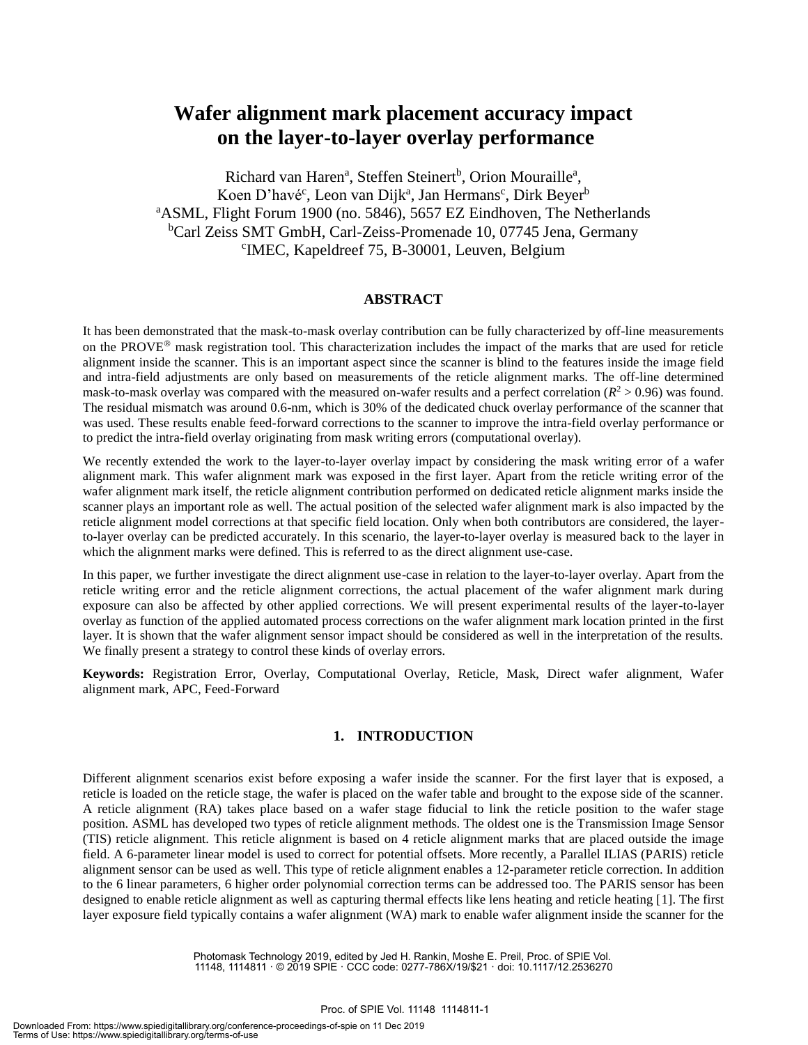# Wafer alignment mark placement accuracy impact on the layer-to-layer overlay performance

Richard van Haren[a], Steffen Steinert[b], Orion Mouraille[a], Koen D'havé[c], Leon van Dijk[a], Jan Hermans[c], Dirk Beyer[b]

[a]ASML, Flight Forum 1900 (no. 5846), 5657 EZ Eindhoven, The Netherlands
[b]Carl Zeiss SMT GmbH, Carl-Zeiss-Promenade 10, 07745 Jena, Germany
[c]IMEC, Kapeldreef 75, B-30001, Leuven, Belgium

## ABSTRACT

It has been demonstrated that the mask-to-mask overlay contribution can be fully characterized by off-line measurements on the PROVE® mask registration tool. This characterization includes the impact of the marks that are used for reticle alignment inside the scanner. This is an important aspect since the scanner is blind to the features inside the image field and intra-field adjustments are only based on measurements of the reticle alignment marks. The off-line determined mask-to-mask overlay was compared with the measured on-wafer results and a perfect correlation ($R^2 > 0.96$) was found. The residual mismatch was around 0.6-nm, which is 30% of the dedicated chuck overlay performance of the scanner that was used. These results enable feed-forward corrections to the scanner to improve the intra-field overlay performance or to predict the intra-field overlay originating from mask writing errors (computational overlay).

We recently extended the work to the layer-to-layer overlay impact by considering the mask writing error of a wafer alignment mark. This wafer alignment mark was exposed in the first layer. Apart from the reticle writing error of the wafer alignment mark itself, the reticle alignment contribution performed on dedicated reticle alignment marks inside the scanner plays an important role as well. The actual position of the selected wafer alignment mark is also impacted by the reticle alignment model corrections at that specific field location. Only when both contributors are considered, the layer-to-layer overlay can be predicted accurately. In this scenario, the layer-to-layer overlay is measured back to the layer in which the alignment marks were defined. This is referred to as the direct alignment use-case.

In this paper, we further investigate the direct alignment use-case in relation to the layer-to-layer overlay. Apart from the reticle writing error and the reticle alignment corrections, the actual placement of the wafer alignment mark during exposure can also be affected by other applied corrections. We will present experimental results of the layer-to-layer overlay as function of the applied automated process corrections on the wafer alignment mark location printed in the first layer. It is shown that the wafer alignment sensor impact should be considered as well in the interpretation of the results. We finally present a strategy to control these kinds of overlay errors.

**Keywords:** Registration Error, Overlay, Computational Overlay, Reticle, Mask, Direct wafer alignment, Wafer alignment mark, APC, Feed-Forward

## 1. INTRODUCTION

Different alignment scenarios exist before exposing a wafer inside the scanner. For the first layer that is exposed, a reticle is loaded on the reticle stage, the wafer is placed on the wafer table and brought to the expose side of the scanner. A reticle alignment (RA) takes place based on a wafer stage fiducial to link the reticle position to the wafer stage position. ASML has developed two types of reticle alignment methods. The oldest one is the Transmission Image Sensor (TIS) reticle alignment. This reticle alignment is based on 4 reticle alignment marks that are placed outside the image field. A 6-parameter linear model is used to correct for potential offsets. More recently, a Parallel ILIAS (PARIS) reticle alignment sensor can be used as well. This type of reticle alignment enables a 12-parameter reticle correction. In addition to the 6 linear parameters, 6 higher order polynomial correction terms can be addressed too. The PARIS sensor has been designed to enable reticle alignment as well as capturing thermal effects like lens heating and reticle heating [1]. The first layer exposure field typically contains a wafer alignment (WA) mark to enable wafer alignment inside the scanner for the

Photomask Technology 2019, edited by Jed H. Rankin, Moshe E. Preil, Proc. of SPIE Vol. 11148, 1114811 · © 2019 SPIE · CCC code: 0277-786X/19/$21 · doi: 10.1117/12.2536270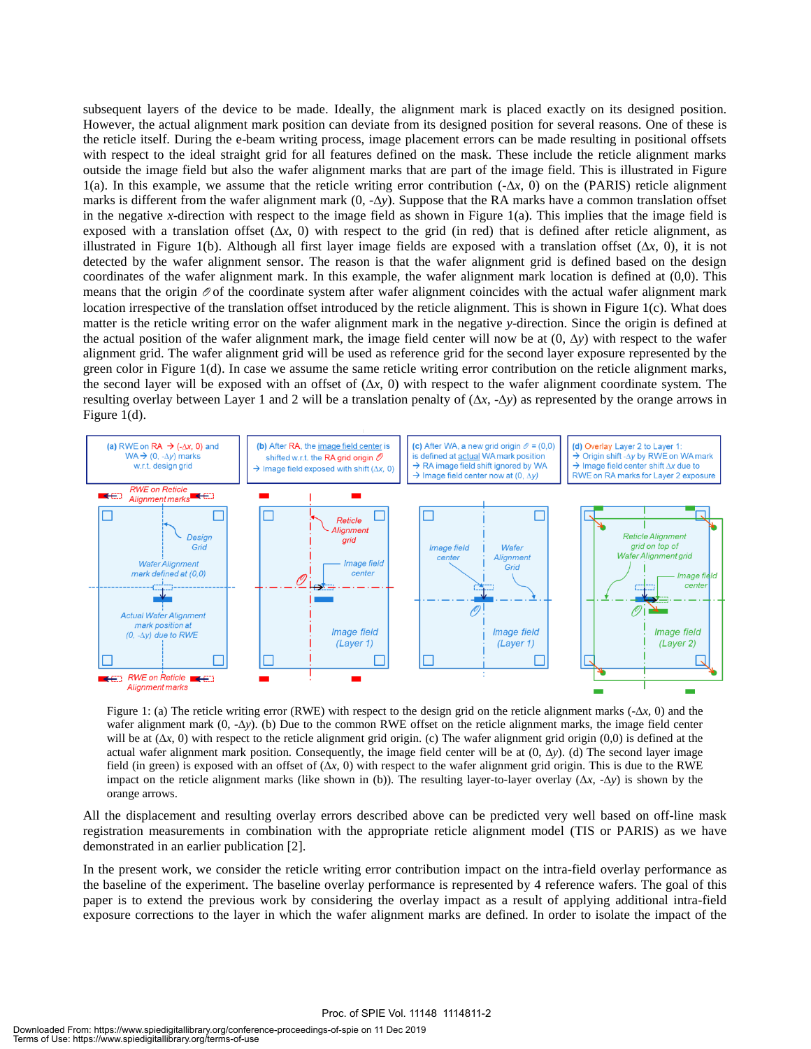subsequent layers of the device to be made. Ideally, the alignment mark is placed exactly on its designed position. However, the actual alignment mark position can deviate from its designed position for several reasons. One of these is the reticle itself. During the e-beam writing process, image placement errors can be made resulting in positional offsets with respect to the ideal straight grid for all features defined on the mask. These include the reticle alignment marks outside the image field but also the wafer alignment marks that are part of the image field. This is illustrated in Figure 1(a). In this example, we assume that the reticle writing error contribution ($-\Delta x$, 0) on the (PARIS) reticle alignment marks is different from the wafer alignment mark (0, $-\Delta y$). Suppose that the RA marks have a common translation offset in the negative $x$-direction with respect to the image field as shown in Figure 1(a). This implies that the image field is exposed with a translation offset ($\Delta x$, 0) with respect to the grid (in red) that is defined after reticle alignment, as illustrated in Figure 1(b). Although all first layer image fields are exposed with a translation offset ($\Delta x$, 0), it is not detected by the wafer alignment sensor. The reason is that the wafer alignment grid is defined based on the design coordinates of the wafer alignment mark. In this example, the wafer alignment mark location is defined at (0,0). This means that the origin $\mathcal{O}$ of the coordinate system after wafer alignment coincides with the actual wafer alignment mark location irrespective of the translation offset introduced by the reticle alignment. This is shown in Figure 1(c). What does matter is the reticle writing error on the wafer alignment mark in the negative $y$-direction. Since the origin is defined at the actual position of the wafer alignment mark, the image field center will now be at (0, $\Delta y$) with respect to the wafer alignment grid. The wafer alignment grid will be used as reference grid for the second layer exposure represented by the green color in Figure 1(d). In case we assume the same reticle writing error contribution on the reticle alignment marks, the second layer will be exposed with an offset of ($\Delta x$, 0) with respect to the wafer alignment coordinate system. The resulting overlay between Layer 1 and 2 will be a translation penalty of ($\Delta x$, $-\Delta y$) as represented by the orange arrows in Figure 1(d).

Figure 1: (a) The reticle writing error (RWE) with respect to the design grid on the reticle alignment marks ($-\Delta x$, 0) and the wafer alignment mark (0, $-\Delta y$). (b) Due to the common RWE offset on the reticle alignment marks, the image field center will be at ($\Delta x$, 0) with respect to the reticle alignment grid origin. (c) The wafer alignment grid origin (0,0) is defined at the actual wafer alignment mark position. Consequently, the image field center will be at (0, $\Delta y$). (d) The second layer image field (in green) is exposed with an offset of ($\Delta x$, 0) with respect to the wafer alignment grid origin. This is due to the RWE impact on the reticle alignment marks (like shown in (b)). The resulting layer-to-layer overlay ($\Delta x$, $-\Delta y$) is shown by the orange arrows.

All the displacement and resulting overlay errors described above can be predicted very well based on off-line mask registration measurements in combination with the appropriate reticle alignment model (TIS or PARIS) as we have demonstrated in an earlier publication [2].

In the present work, we consider the reticle writing error contribution impact on the intra-field overlay performance as the baseline of the experiment. The baseline overlay performance is represented by 4 reference wafers. The goal of this paper is to extend the previous work by considering the overlay impact as a result of applying additional intra-field exposure corrections to the layer in which the wafer alignment marks are defined. In order to isolate the impact of the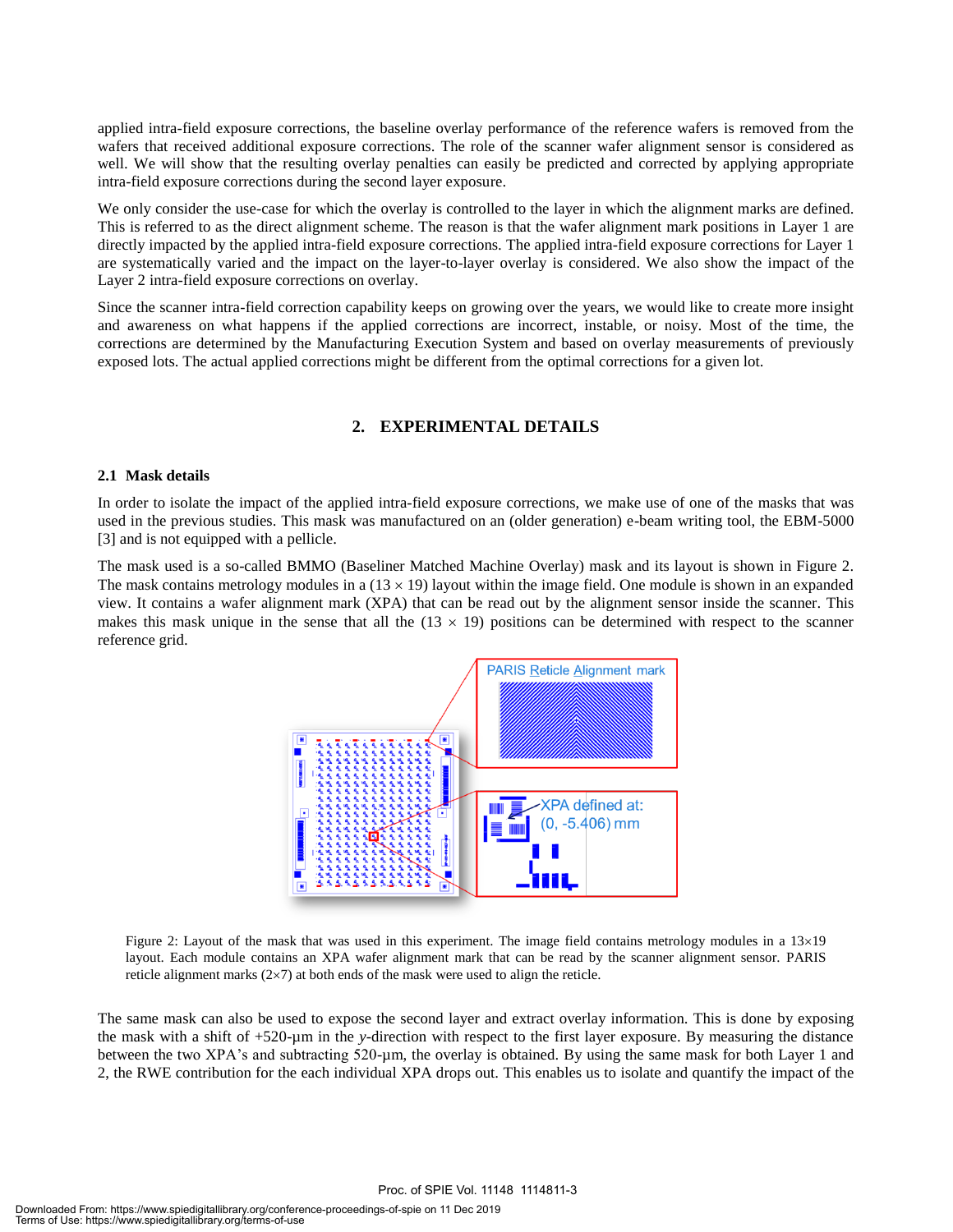applied intra-field exposure corrections, the baseline overlay performance of the reference wafers is removed from the wafers that received additional exposure corrections. The role of the scanner wafer alignment sensor is considered as well. We will show that the resulting overlay penalties can easily be predicted and corrected by applying appropriate intra-field exposure corrections during the second layer exposure.

We only consider the use-case for which the overlay is controlled to the layer in which the alignment marks are defined. This is referred to as the direct alignment scheme. The reason is that the wafer alignment mark positions in Layer 1 are directly impacted by the applied intra-field exposure corrections. The applied intra-field exposure corrections for Layer 1 are systematically varied and the impact on the layer-to-layer overlay is considered. We also show the impact of the Layer 2 intra-field exposure corrections on overlay.

Since the scanner intra-field correction capability keeps on growing over the years, we would like to create more insight and awareness on what happens if the applied corrections are incorrect, instable, or noisy. Most of the time, the corrections are determined by the Manufacturing Execution System and based on overlay measurements of previously exposed lots. The actual applied corrections might be different from the optimal corrections for a given lot.

## 2. EXPERIMENTAL DETAILS

### 2.1 Mask details

In order to isolate the impact of the applied intra-field exposure corrections, we make use of one of the masks that was used in the previous studies. This mask was manufactured on an (older generation) e-beam writing tool, the EBM-5000 [3] and is not equipped with a pellicle.

The mask used is a so-called BMMO (Baseliner Matched Machine Overlay) mask and its layout is shown in Figure 2. The mask contains metrology modules in a (13 × 19) layout within the image field. One module is shown in an expanded view. It contains a wafer alignment mark (XPA) that can be read out by the alignment sensor inside the scanner. This makes this mask unique in the sense that all the (13 × 19) positions can be determined with respect to the scanner reference grid.

Figure 2: Layout of the mask that was used in this experiment. The image field contains metrology modules in a 13×19 layout. Each module contains an XPA wafer alignment mark that can be read by the scanner alignment sensor. PARIS reticle alignment marks (2×7) at both ends of the mask were used to align the reticle.

The same mask can also be used to expose the second layer and extract overlay information. This is done by exposing the mask with a shift of +520-µm in the *y*-direction with respect to the first layer exposure. By measuring the distance between the two XPA's and subtracting 520-µm, the overlay is obtained. By using the same mask for both Layer 1 and 2, the RWE contribution for the each individual XPA drops out. This enables us to isolate and quantify the impact of the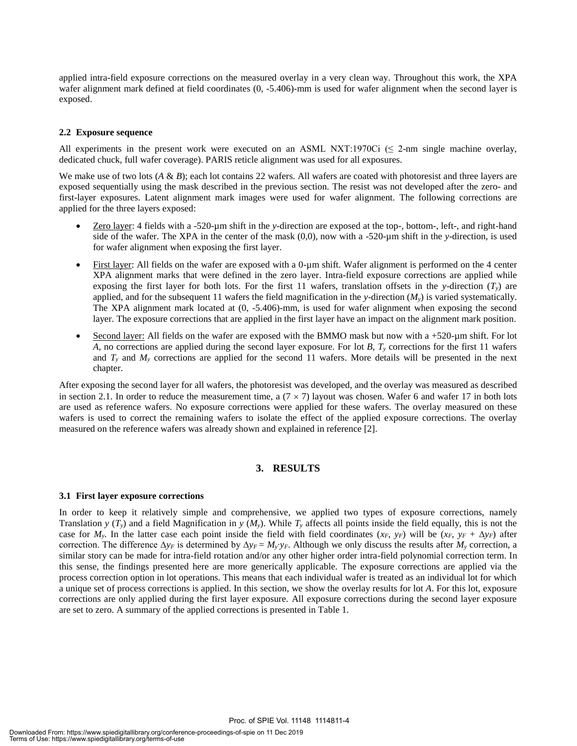applied intra-field exposure corrections on the measured overlay in a very clean way. Throughout this work, the XPA wafer alignment mark defined at field coordinates (0, -5.406)-mm is used for wafer alignment when the second layer is exposed.

### 2.2 Exposure sequence

All experiments in the present work were executed on an ASML NXT:1970Ci (≤ 2-nm single machine overlay, dedicated chuck, full wafer coverage). PARIS reticle alignment was used for all exposures.

We make use of two lots (*A* & *B*); each lot contains 22 wafers. All wafers are coated with photoresist and three layers are exposed sequentially using the mask described in the previous section. The resist was not developed after the zero- and first-layer exposures. Latent alignment mark images were used for wafer alignment. The following corrections are applied for the three layers exposed:

- Zero layer: 4 fields with a -520-µm shift in the *y*-direction are exposed at the top-, bottom-, left-, and right-hand side of the wafer. The XPA in the center of the mask (0,0), now with a -520-µm shift in the *y*-direction, is used for wafer alignment when exposing the first layer.
- First layer: All fields on the wafer are exposed with a 0-µm shift. Wafer alignment is performed on the 4 center XPA alignment marks that were defined in the zero layer. Intra-field exposure corrections are applied while exposing the first layer for both lots. For the first 11 wafers, translation offsets in the *y*-direction ($T_y$) are applied, and for the subsequent 11 wafers the field magnification in the *y*-direction ($M_y$) is varied systematically. The XPA alignment mark located at (0, -5.406)-mm, is used for wafer alignment when exposing the second layer. The exposure corrections that are applied in the first layer have an impact on the alignment mark position.
- Second layer: All fields on the wafer are exposed with the BMMO mask but now with a +520-µm shift. For lot *A*, no corrections are applied during the second layer exposure. For lot *B*, $T_y$ corrections for the first 11 wafers and $T_y$ and $M_y$ corrections are applied for the second 11 wafers. More details will be presented in the next chapter.

After exposing the second layer for all wafers, the photoresist was developed, and the overlay was measured as described in section 2.1. In order to reduce the measurement time, a (7 × 7) layout was chosen. Wafer 6 and wafer 17 in both lots are used as reference wafers. No exposure corrections were applied for these wafers. The overlay measured on these wafers is used to correct the remaining wafers to isolate the effect of the applied exposure corrections. The overlay measured on the reference wafers was already shown and explained in reference [2].

## 3. RESULTS

### 3.1 First layer exposure corrections

In order to keep it relatively simple and comprehensive, we applied two types of exposure corrections, namely Translation *y* ($T_y$) and a field Magnification in *y* ($M_y$). While $T_y$ affects all points inside the field equally, this is not the case for $M_y$. In the latter case each point inside the field with field coordinates ($x_F$, $y_F$) will be ($x_F$, $y_F + \Delta y_F$) after correction. The difference $\Delta y_F$ is determined by $\Delta y_F = M_y \cdot y_F$. Although we only discuss the results after $M_y$ correction, a similar story can be made for intra-field rotation and/or any other higher order intra-field polynomial correction term. In this sense, the findings presented here are more generically applicable. The exposure corrections are applied via the process correction option in lot operations. This means that each individual wafer is treated as an individual lot for which a unique set of process corrections is applied. In this section, we show the overlay results for lot *A*. For this lot, exposure corrections are only applied during the first layer exposure. All exposure corrections during the second layer exposure are set to zero. A summary of the applied corrections is presented in Table 1.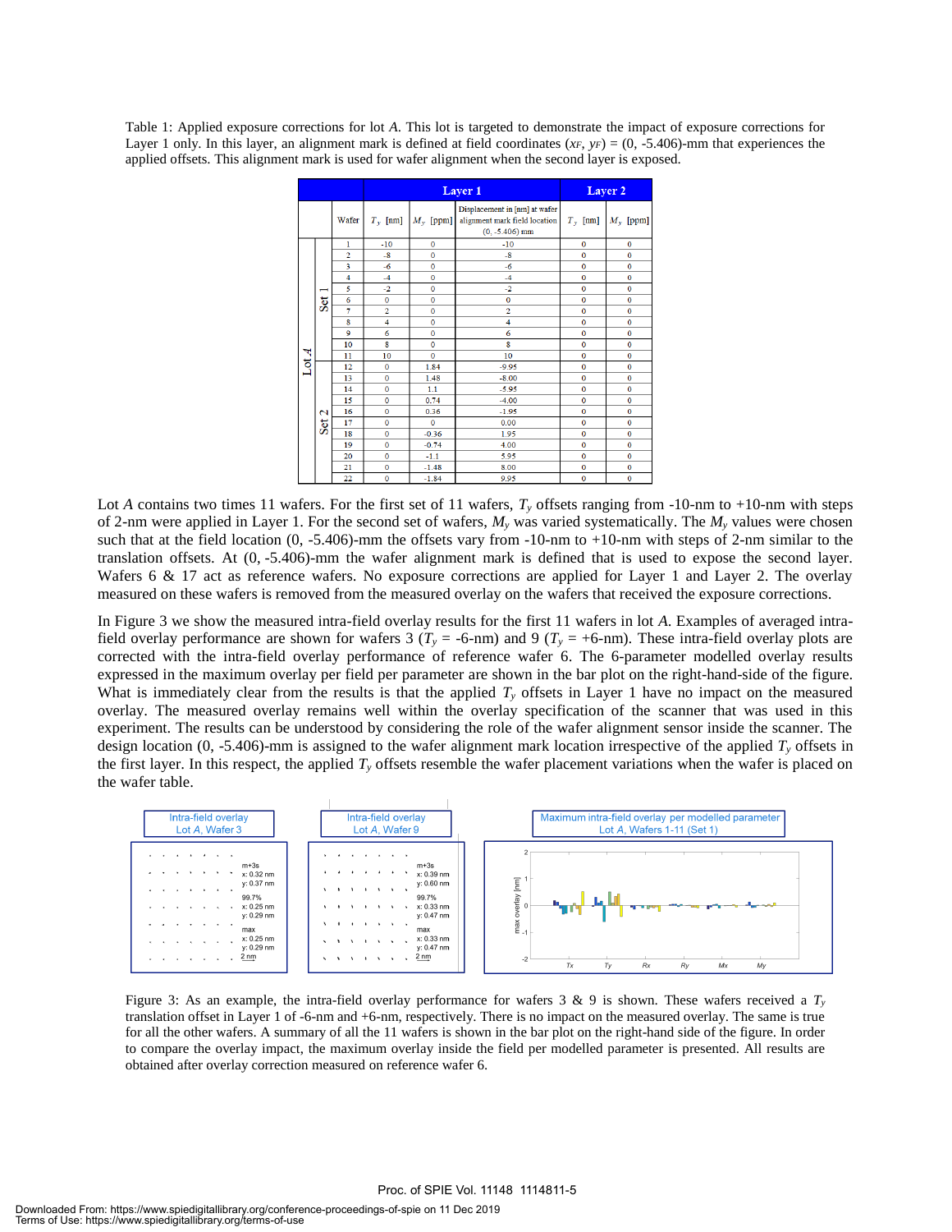Table 1: Applied exposure corrections for lot *A*. This lot is targeted to demonstrate the impact of exposure corrections for Layer 1 only. In this layer, an alignment mark is defined at field coordinates ($x_F$, $y_F$) = (0, -5.406)-mm that experiences the applied offsets. This alignment mark is used for wafer alignment when the second layer is exposed.

| | | | Layer 1 | | | Layer 2 | |
|---|---|---|---|---|---|---|---|
| | | Wafer | $T_y$ [nm] | $M_y$ [ppm] | Displacement in [nm] at wafer alignment mark field location (0, -5.406) mm | $T_y$ [nm] | $M_y$ [ppm] |
| Lot *A* | Set 1 | 1 | -10 | 0 | -10 | 0 | 0 |
| | | 2 | -8 | 0 | -8 | 0 | 0 |
| | | 3 | -6 | 0 | -6 | 0 | 0 |
| | | 4 | -4 | 0 | -4 | 0 | 0 |
| | | 5 | -2 | 0 | -2 | 0 | 0 |
| | | 6 | 0 | 0 | 0 | 0 | 0 |
| | | 7 | 2 | 0 | 2 | 0 | 0 |
| | | 8 | 4 | 0 | 4 | 0 | 0 |
| | | 9 | 6 | 0 | 6 | 0 | 0 |
| | | 10 | 8 | 0 | 8 | 0 | 0 |
| | | 11 | 10 | 0 | 10 | 0 | 0 |
| | Set 2 | 12 | 0 | 1.84 | -9.95 | 0 | 0 |
| | | 13 | 0 | 1.48 | -8.00 | 0 | 0 |
| | | 14 | 0 | 1.1 | -5.95 | 0 | 0 |
| | | 15 | 0 | 0.74 | -4.00 | 0 | 0 |
| | | 16 | 0 | 0.36 | -1.95 | 0 | 0 |
| | | 17 | 0 | 0 | 0.00 | 0 | 0 |
| | | 18 | 0 | -0.36 | 1.95 | 0 | 0 |
| | | 19 | 0 | -0.74 | 4.00 | 0 | 0 |
| | | 20 | 0 | -1.1 | 5.95 | 0 | 0 |
| | | 21 | 0 | -1.48 | 8.00 | 0 | 0 |
| | | 22 | 0 | -1.84 | 9.95 | 0 | 0 |

Lot *A* contains two times 11 wafers. For the first set of 11 wafers, $T_y$ offsets ranging from -10-nm to +10-nm with steps of 2-nm were applied in Layer 1. For the second set of wafers, $M_y$ was varied systematically. The $M_y$ values were chosen such that at the field location (0, -5.406)-mm the offsets vary from -10-nm to +10-nm with steps of 2-nm similar to the translation offsets. At (0, -5.406)-mm the wafer alignment mark is defined that is used to expose the second layer. Wafers 6 & 17 act as reference wafers. No exposure corrections are applied for Layer 1 and Layer 2. The overlay measured on these wafers is removed from the measured overlay on the wafers that received the exposure corrections.

In Figure 3 we show the measured intra-field overlay results for the first 11 wafers in lot *A*. Examples of averaged intra-field overlay performance are shown for wafers 3 ($T_y$ = -6-nm) and 9 ($T_y$ = +6-nm). These intra-field overlay plots are corrected with the intra-field overlay performance of reference wafer 6. The 6-parameter modelled overlay results expressed in the maximum overlay per field per parameter are shown in the bar plot on the right-hand-side of the figure. What is immediately clear from the results is that the applied $T_y$ offsets in Layer 1 have no impact on the measured overlay. The measured overlay remains well within the overlay specification of the scanner that was used in this experiment. The results can be understood by considering the role of the wafer alignment sensor inside the scanner. The design location (0, -5.406)-mm is assigned to the wafer alignment mark location irrespective of the applied $T_y$ offsets in the first layer. In this respect, the applied $T_y$ offsets resemble the wafer placement variations when the wafer is placed on the wafer table.

Figure 3: As an example, the intra-field overlay performance for wafers 3 & 9 is shown. These wafers received a $T_y$ translation offset in Layer 1 of -6-nm and +6-nm, respectively. There is no impact on the measured overlay. The same is true for all the other wafers. A summary of all the 11 wafers is shown in the bar plot on the right-hand side of the figure. In order to compare the overlay impact, the maximum overlay inside the field per modelled parameter is presented. All results are obtained after overlay correction measured on reference wafer 6.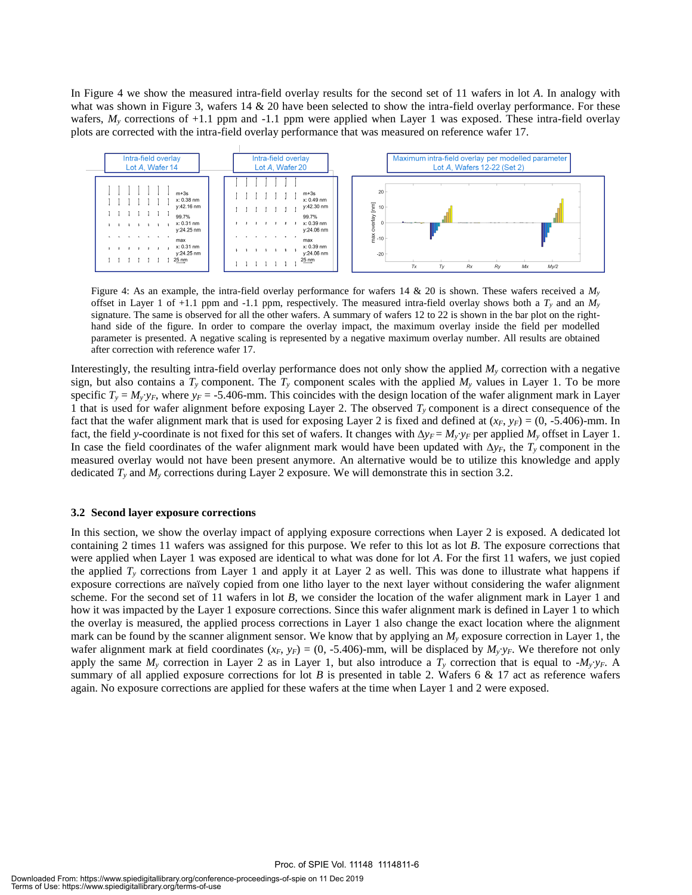In Figure 4 we show the measured intra-field overlay results for the second set of 11 wafers in lot *A*. In analogy with what was shown in Figure 3, wafers 14 & 20 have been selected to show the intra-field overlay performance. For these wafers, $M_y$ corrections of +1.1 ppm and -1.1 ppm were applied when Layer 1 was exposed. These intra-field overlay plots are corrected with the intra-field overlay performance that was measured on reference wafer 17.

Figure 4: As an example, the intra-field overlay performance for wafers 14 & 20 is shown. These wafers received a $M_y$ offset in Layer 1 of +1.1 ppm and -1.1 ppm, respectively. The measured intra-field overlay shows both a $T_y$ and an $M_y$ signature. The same is observed for all the other wafers. A summary of wafers 12 to 22 is shown in the bar plot on the right-hand side of the figure. In order to compare the overlay impact, the maximum overlay inside the field per modelled parameter is presented. A negative scaling is represented by a negative maximum overlay number. All results are obtained after correction with reference wafer 17.

Interestingly, the resulting intra-field overlay performance does not only show the applied $M_y$ correction with a negative sign, but also contains a $T_y$ component. The $T_y$ component scales with the applied $M_y$ values in Layer 1. To be more specific $T_y = M_y{\cdot}y_F$, where $y_F$ = -5.406-mm. This coincides with the design location of the wafer alignment mark in Layer 1 that is used for wafer alignment before exposing Layer 2. The observed $T_y$ component is a direct consequence of the fact that the wafer alignment mark that is used for exposing Layer 2 is fixed and defined at $(x_F, y_F)$ = (0, -5.406)-mm. In fact, the field *y*-coordinate is not fixed for this set of wafers. It changes with $\Delta y_F = M_y{\cdot}y_F$ per applied $M_y$ offset in Layer 1. In case the field coordinates of the wafer alignment mark would have been updated with $\Delta y_F$, the $T_y$ component in the measured overlay would not have been present anymore. An alternative would be to utilize this knowledge and apply dedicated $T_y$ and $M_y$ corrections during Layer 2 exposure. We will demonstrate this in section 3.2.

### 3.2 Second layer exposure corrections

In this section, we show the overlay impact of applying exposure corrections when Layer 2 is exposed. A dedicated lot containing 2 times 11 wafers was assigned for this purpose. We refer to this lot as lot *B*. The exposure corrections that were applied when Layer 1 was exposed are identical to what was done for lot *A*. For the first 11 wafers, we just copied the applied $T_y$ corrections from Layer 1 and apply it at Layer 2 as well. This was done to illustrate what happens if exposure corrections are naïvely copied from one litho layer to the next layer without considering the wafer alignment scheme. For the second set of 11 wafers in lot *B*, we consider the location of the wafer alignment mark in Layer 1 and how it was impacted by the Layer 1 exposure corrections. Since this wafer alignment mark is defined in Layer 1 to which the overlay is measured, the applied process corrections in Layer 1 also change the exact location where the alignment mark can be found by the scanner alignment sensor. We know that by applying an $M_y$ exposure correction in Layer 1, the wafer alignment mark at field coordinates $(x_F, y_F)$ = (0, -5.406)-mm, will be displaced by $M_y{\cdot}y_F$. We therefore not only apply the same $M_y$ correction in Layer 2 as in Layer 1, but also introduce a $T_y$ correction that is equal to $-M_y{\cdot}y_F$. A summary of all applied exposure corrections for lot *B* is presented in table 2. Wafers 6 & 17 act as reference wafers again. No exposure corrections are applied for these wafers at the time when Layer 1 and 2 were exposed.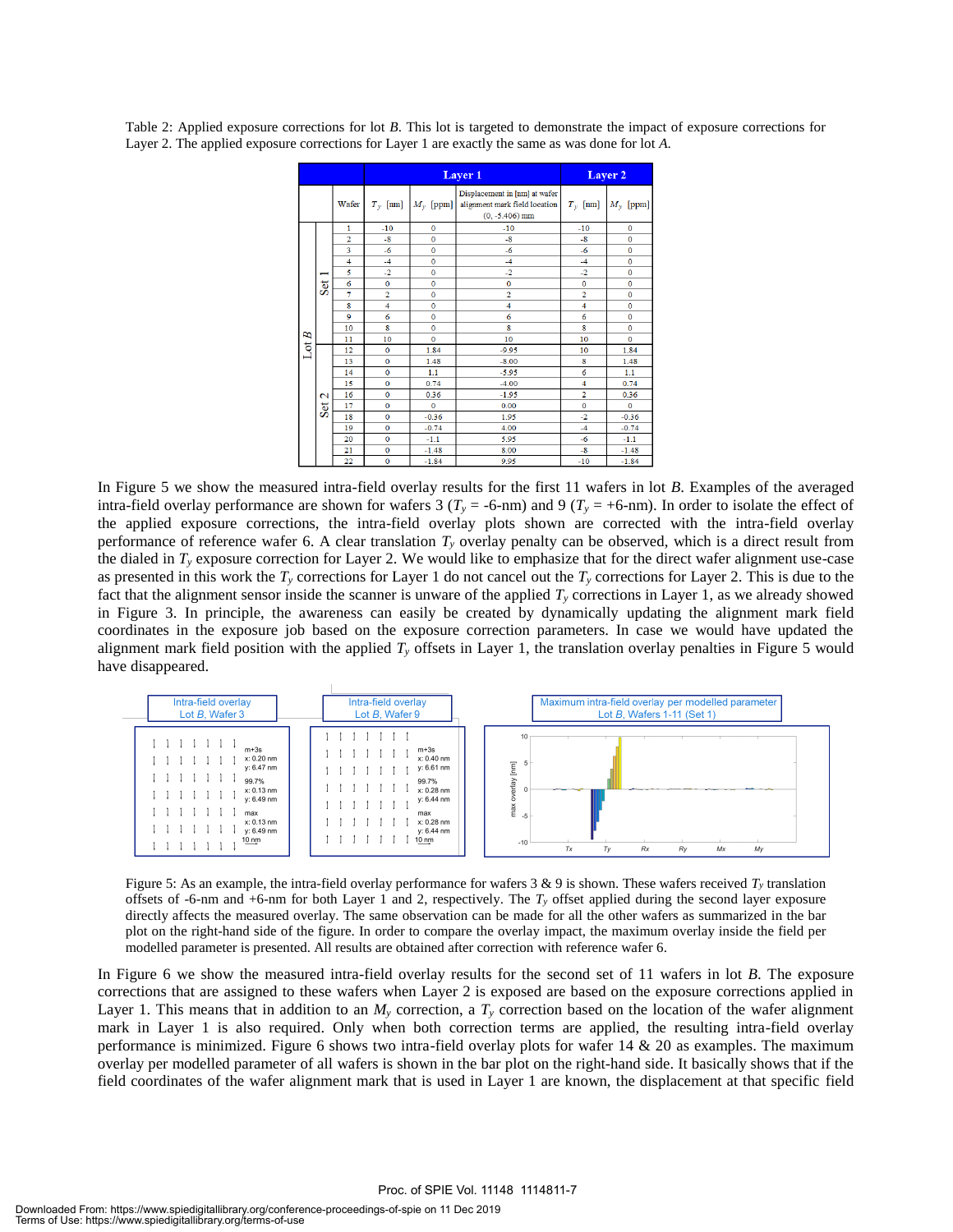Table 2: Applied exposure corrections for lot *B*. This lot is targeted to demonstrate the impact of exposure corrections for Layer 2. The applied exposure corrections for Layer 1 are exactly the same as was done for lot *A*.

| | | | Layer 1 | | | Layer 2 | |
|---|---|---|---|---|---|---|---|
| | | Wafer | $T_y$ [nm] | $M_y$ [ppm] | Displacement in [nm] at wafer alignment mark field location (0, -5.406) mm | $T_y$ [nm] | $M_y$ [ppm] |
| Lot *B* | Set 1 | 1 | -10 | 0 | -10 | -10 | 0 |
| | | 2 | -8 | 0 | -8 | -8 | 0 |
| | | 3 | -6 | 0 | -6 | -6 | 0 |
| | | 4 | -4 | 0 | -4 | -4 | 0 |
| | | 5 | -2 | 0 | -2 | -2 | 0 |
| | | 6 | 0 | 0 | 0 | 0 | 0 |
| | | 7 | 2 | 0 | 2 | 2 | 0 |
| | | 8 | 4 | 0 | 4 | 4 | 0 |
| | | 9 | 6 | 0 | 6 | 6 | 0 |
| | | 10 | 8 | 0 | 8 | 8 | 0 |
| | | 11 | 10 | 0 | 10 | 10 | 0 |
| | Set 2 | 12 | 0 | 1.84 | -9.95 | 10 | 1.84 |
| | | 13 | 0 | 1.48 | -8.00 | 8 | 1.48 |
| | | 14 | 0 | 1.1 | -5.95 | 6 | 1.1 |
| | | 15 | 0 | 0.74 | -4.00 | 4 | 0.74 |
| | | 16 | 0 | 0.36 | -1.95 | 2 | 0.36 |
| | | 17 | 0 | 0 | 0.00 | 0 | 0 |
| | | 18 | 0 | -0.36 | 1.95 | -2 | -0.36 |
| | | 19 | 0 | -0.74 | 4.00 | -4 | -0.74 |
| | | 20 | 0 | -1.1 | 5.95 | -6 | -1.1 |
| | | 21 | 0 | -1.48 | 8.00 | -8 | -1.48 |
| | | 22 | 0 | -1.84 | 9.95 | -10 | -1.84 |

In Figure 5 we show the measured intra-field overlay results for the first 11 wafers in lot *B*. Examples of the averaged intra-field overlay performance are shown for wafers 3 ($T_y$ = -6-nm) and 9 ($T_y$ = +6-nm). In order to isolate the effect of the applied exposure corrections, the intra-field overlay plots shown are corrected with the intra-field overlay performance of reference wafer 6. A clear translation $T_y$ overlay penalty can be observed, which is a direct result from the dialed in $T_y$ exposure correction for Layer 2. We would like to emphasize that for the direct wafer alignment use-case as presented in this work the $T_y$ corrections for Layer 1 do not cancel out the $T_y$ corrections for Layer 2. This is due to the fact that the alignment sensor inside the scanner is unaware of the applied $T_y$ corrections in Layer 1, as we already showed in Figure 3. In principle, the awareness can easily be created by dynamically updating the alignment mark field coordinates in the exposure job based on the exposure correction parameters. In case we would have updated the alignment mark field position with the applied $T_y$ offsets in Layer 1, the translation overlay penalties in Figure 5 would have disappeared.

Figure 5: As an example, the intra-field overlay performance for wafers 3 & 9 is shown. These wafers received $T_y$ translation offsets of -6-nm and +6-nm for both Layer 1 and 2, respectively. The $T_y$ offset applied during the second layer exposure directly affects the measured overlay. The same observation can be made for all the other wafers as summarized in the bar plot on the right-hand side of the figure. In order to compare the overlay impact, the maximum overlay inside the field per modelled parameter is presented. All results are obtained after correction with reference wafer 6.

In Figure 6 we show the measured intra-field overlay results for the second set of 11 wafers in lot *B*. The exposure corrections that are assigned to these wafers when Layer 2 is exposed are based on the exposure corrections applied in Layer 1. This means that in addition to an $M_y$ correction, a $T_y$ correction based on the location of the wafer alignment mark in Layer 1 is also required. Only when both correction terms are applied, the resulting intra-field overlay performance is minimized. Figure 6 shows two intra-field overlay plots for wafer 14 & 20 as examples. The maximum overlay per modelled parameter of all wafers is shown in the bar plot on the right-hand side. It basically shows that if the field coordinates of the wafer alignment mark that is used in Layer 1 are known, the displacement at that specific field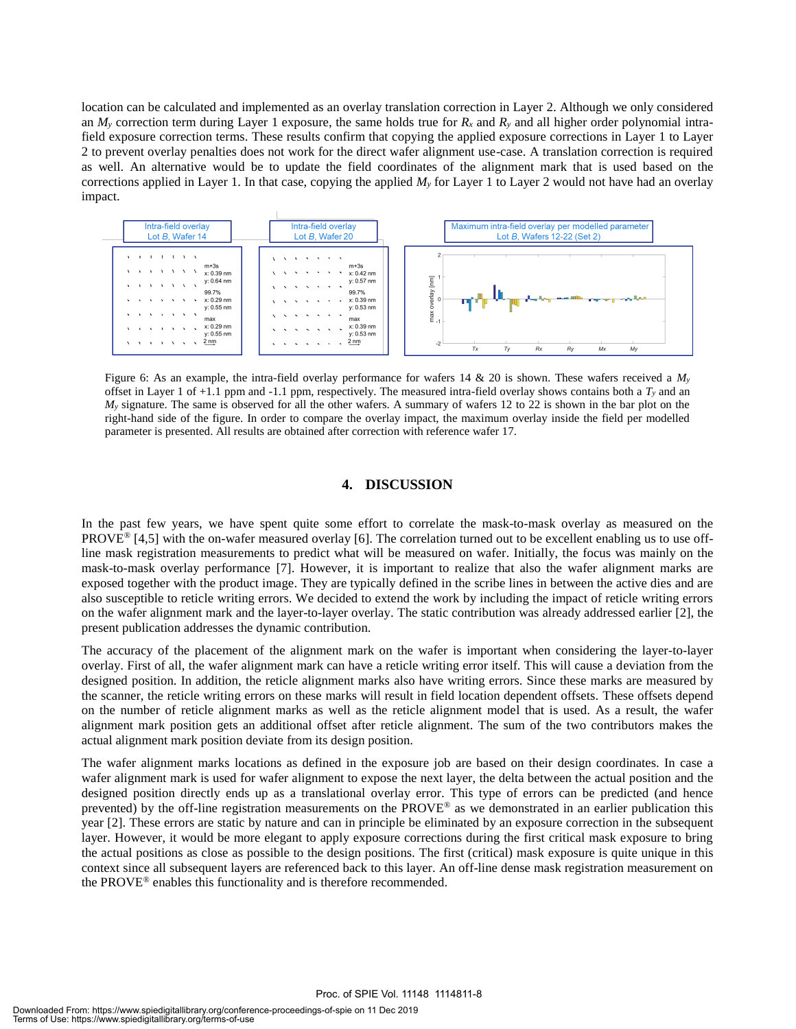location can be calculated and implemented as an overlay translation correction in Layer 2. Although we only considered an $M_y$ correction term during Layer 1 exposure, the same holds true for $R_x$ and $R_y$ and all higher order polynomial intra-field exposure correction terms. These results confirm that copying the applied exposure corrections in Layer 1 to Layer 2 to prevent overlay penalties does not work for the direct wafer alignment use-case. A translation correction is required as well. An alternative would be to update the field coordinates of the alignment mark that is used based on the corrections applied in Layer 1. In that case, copying the applied $M_y$ for Layer 1 to Layer 2 would not have had an overlay impact.

Figure 6: As an example, the intra-field overlay performance for wafers 14 & 20 is shown. These wafers received a $M_y$ offset in Layer 1 of +1.1 ppm and -1.1 ppm, respectively. The measured intra-field overlay shows contains both a $T_y$ and an $M_y$ signature. The same is observed for all the other wafers. A summary of wafers 12 to 22 is shown in the bar plot on the right-hand side of the figure. In order to compare the overlay impact, the maximum overlay inside the field per modelled parameter is presented. All results are obtained after correction with reference wafer 17.

## 4. DISCUSSION

In the past few years, we have spent quite some effort to correlate the mask-to-mask overlay as measured on the PROVE® [4,5] with the on-wafer measured overlay [6]. The correlation turned out to be excellent enabling us to use off-line mask registration measurements to predict what will be measured on wafer. Initially, the focus was mainly on the mask-to-mask overlay performance [7]. However, it is important to realize that also the wafer alignment marks are exposed together with the product image. They are typically defined in the scribe lines in between the active dies and are also susceptible to reticle writing errors. We decided to extend the work by including the impact of reticle writing errors on the wafer alignment mark and the layer-to-layer overlay. The static contribution was already addressed earlier [2], the present publication addresses the dynamic contribution.

The accuracy of the placement of the alignment mark on the wafer is important when considering the layer-to-layer overlay. First of all, the wafer alignment mark can have a reticle writing error itself. This will cause a deviation from the designed position. In addition, the reticle alignment marks also have writing errors. Since these marks are measured by the scanner, the reticle writing errors on these marks will result in field location dependent offsets. These offsets depend on the number of reticle alignment marks as well as the reticle alignment model that is used. As a result, the wafer alignment mark position gets an additional offset after reticle alignment. The sum of the two contributors makes the actual alignment mark position deviate from its design position.

The wafer alignment marks locations as defined in the exposure job are based on their design coordinates. In case a wafer alignment mark is used for wafer alignment to expose the next layer, the delta between the actual position and the designed position directly ends up as a translational overlay error. This type of errors can be predicted (and hence prevented) by the off-line registration measurements on the PROVE® as we demonstrated in an earlier publication this year [2]. These errors are static by nature and can in principle be eliminated by an exposure correction in the subsequent layer. However, it would be more elegant to apply exposure corrections during the first critical mask exposure to bring the actual positions as close as possible to the design positions. The first (critical) mask exposure is quite unique in this context since all subsequent layers are referenced back to this layer. An off-line dense mask registration measurement on the PROVE® enables this functionality and is therefore recommended.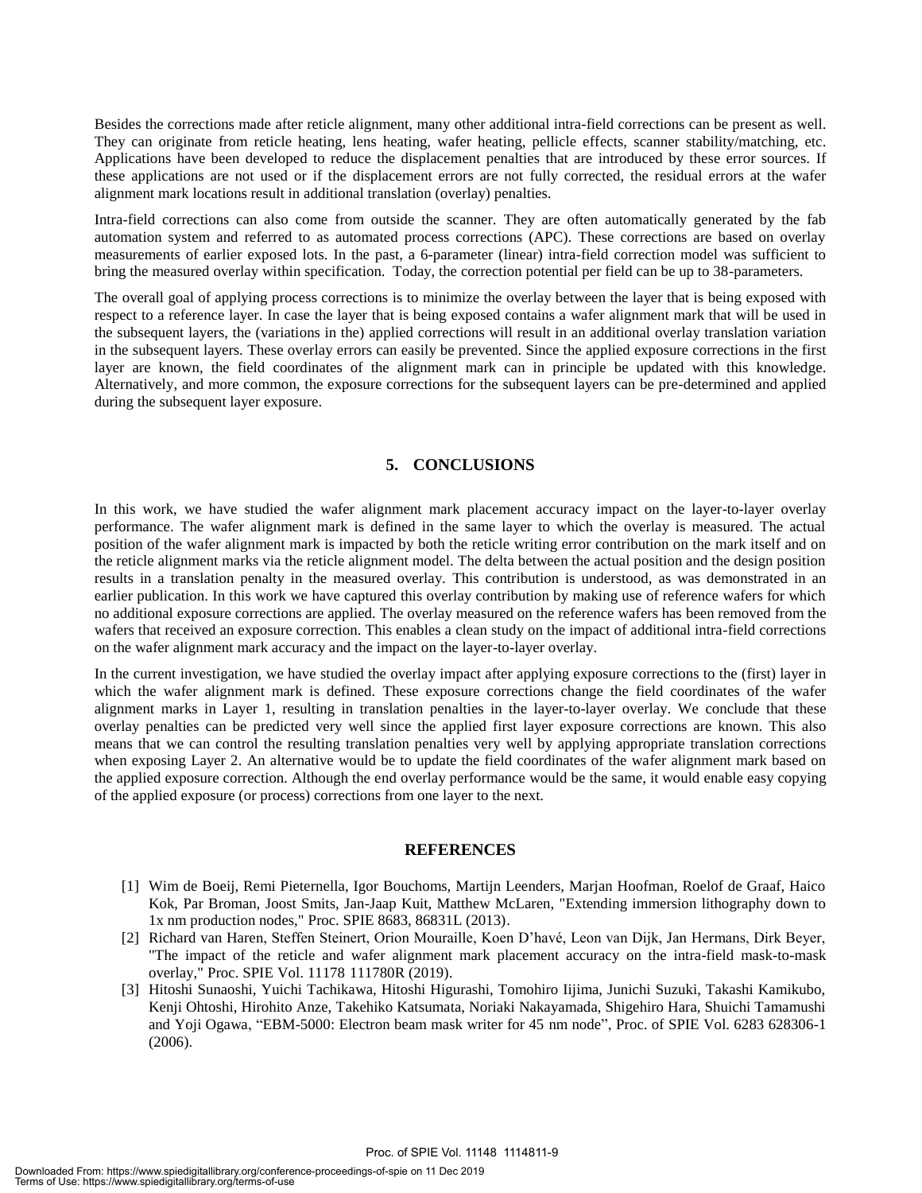Besides the corrections made after reticle alignment, many other additional intra-field corrections can be present as well. They can originate from reticle heating, lens heating, wafer heating, pellicle effects, scanner stability/matching, etc. Applications have been developed to reduce the displacement penalties that are introduced by these error sources. If these applications are not used or if the displacement errors are not fully corrected, the residual errors at the wafer alignment mark locations result in additional translation (overlay) penalties.

Intra-field corrections can also come from outside the scanner. They are often automatically generated by the fab automation system and referred to as automated process corrections (APC). These corrections are based on overlay measurements of earlier exposed lots. In the past, a 6-parameter (linear) intra-field correction model was sufficient to bring the measured overlay within specification. Today, the correction potential per field can be up to 38-parameters.

The overall goal of applying process corrections is to minimize the overlay between the layer that is being exposed with respect to a reference layer. In case the layer that is being exposed contains a wafer alignment mark that will be used in the subsequent layers, the (variations in the) applied corrections will result in an additional overlay translation variation in the subsequent layers. These overlay errors can easily be prevented. Since the applied exposure corrections in the first layer are known, the field coordinates of the alignment mark can in principle be updated with this knowledge. Alternatively, and more common, the exposure corrections for the subsequent layers can be pre-determined and applied during the subsequent layer exposure.

## 5. CONCLUSIONS

In this work, we have studied the wafer alignment mark placement accuracy impact on the layer-to-layer overlay performance. The wafer alignment mark is defined in the same layer to which the overlay is measured. The actual position of the wafer alignment mark is impacted by both the reticle writing error contribution on the mark itself and on the reticle alignment marks via the reticle alignment model. The delta between the actual position and the design position results in a translation penalty in the measured overlay. This contribution is understood, as was demonstrated in an earlier publication. In this work we have captured this overlay contribution by making use of reference wafers for which no additional exposure corrections are applied. The overlay measured on the reference wafers has been removed from the wafers that received an exposure correction. This enables a clean study on the impact of additional intra-field corrections on the wafer alignment mark accuracy and the impact on the layer-to-layer overlay.

In the current investigation, we have studied the overlay impact after applying exposure corrections to the (first) layer in which the wafer alignment mark is defined. These exposure corrections change the field coordinates of the wafer alignment marks in Layer 1, resulting in translation penalties in the layer-to-layer overlay. We conclude that these overlay penalties can be predicted very well since the applied first layer exposure corrections are known. This also means that we can control the resulting translation penalties very well by applying appropriate translation corrections when exposing Layer 2. An alternative would be to update the field coordinates of the wafer alignment mark based on the applied exposure correction. Although the end overlay performance would be the same, it would enable easy copying of the applied exposure (or process) corrections from one layer to the next.

## REFERENCES

[1] Wim de Boeij, Remi Pieternella, Igor Bouchoms, Martijn Leenders, Marjan Hoofman, Roelof de Graaf, Haico Kok, Par Broman, Joost Smits, Jan-Jaap Kuit, Matthew McLaren, "Extending immersion lithography down to 1x nm production nodes," Proc. SPIE 8683, 86831L (2013).

[2] Richard van Haren, Steffen Steinert, Orion Mouraille, Koen D'havé, Leon van Dijk, Jan Hermans, Dirk Beyer, "The impact of the reticle and wafer alignment mark placement accuracy on the intra-field mask-to-mask overlay," Proc. SPIE Vol. 11178 111780R (2019).

[3] Hitoshi Sunaoshi, Yuichi Tachikawa, Hitoshi Higurashi, Tomohiro Iijima, Junichi Suzuki, Takashi Kamikubo, Kenji Ohtoshi, Hirohito Anze, Takehiko Katsumata, Noriaki Nakayamada, Shigehiro Hara, Shuichi Tamamushi and Yoji Ogawa, "EBM-5000: Electron beam mask writer for 45 nm node", Proc. of SPIE Vol. 6283 628306-1 (2006).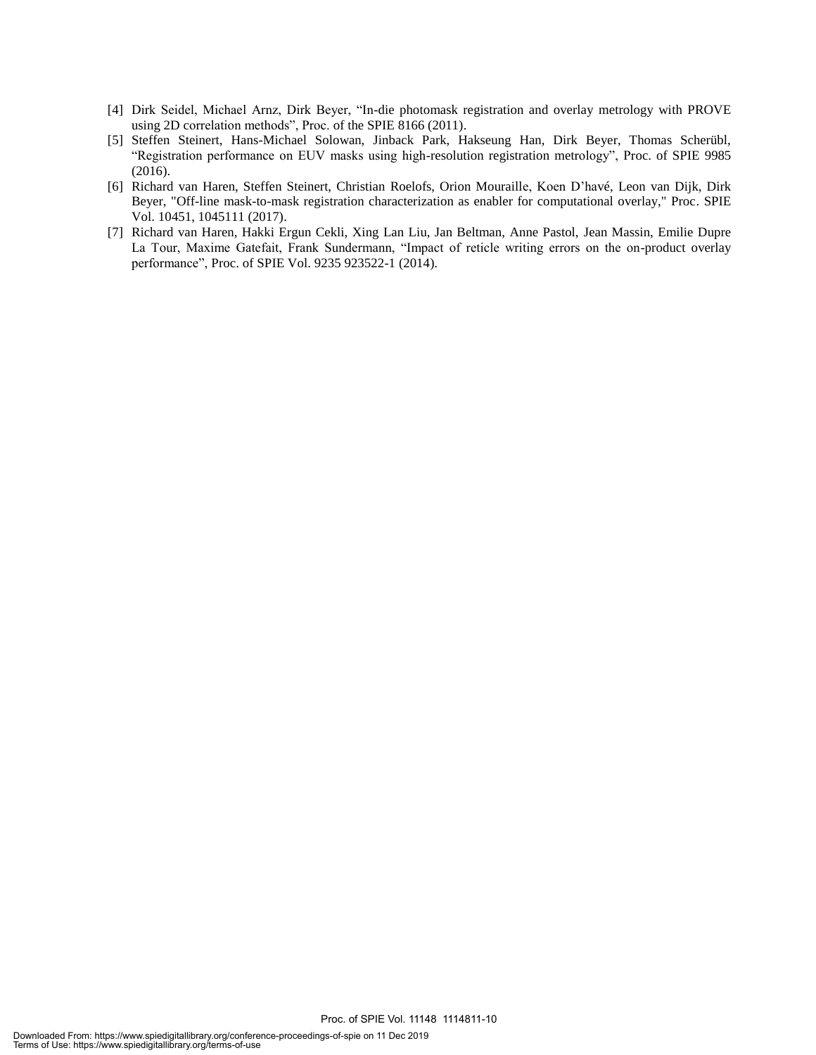[4] Dirk Seidel, Michael Arnz, Dirk Beyer, "In-die photomask registration and overlay metrology with PROVE using 2D correlation methods", Proc. of the SPIE 8166 (2011).

[5] Steffen Steinert, Hans-Michael Solowan, Jinback Park, Hakseung Han, Dirk Beyer, Thomas Scherübl, "Registration performance on EUV masks using high-resolution registration metrology", Proc. of SPIE 9985 (2016).

[6] Richard van Haren, Steffen Steinert, Christian Roelofs, Orion Mouraille, Koen D'havé, Leon van Dijk, Dirk Beyer, "Off-line mask-to-mask registration characterization as enabler for computational overlay," Proc. SPIE Vol. 10451, 1045111 (2017).

[7] Richard van Haren, Hakki Ergun Cekli, Xing Lan Liu, Jan Beltman, Anne Pastol, Jean Massin, Emilie Dupre La Tour, Maxime Gatefait, Frank Sundermann, "Impact of reticle writing errors on the on-product overlay performance", Proc. of SPIE Vol. 9235 923522-1 (2014).